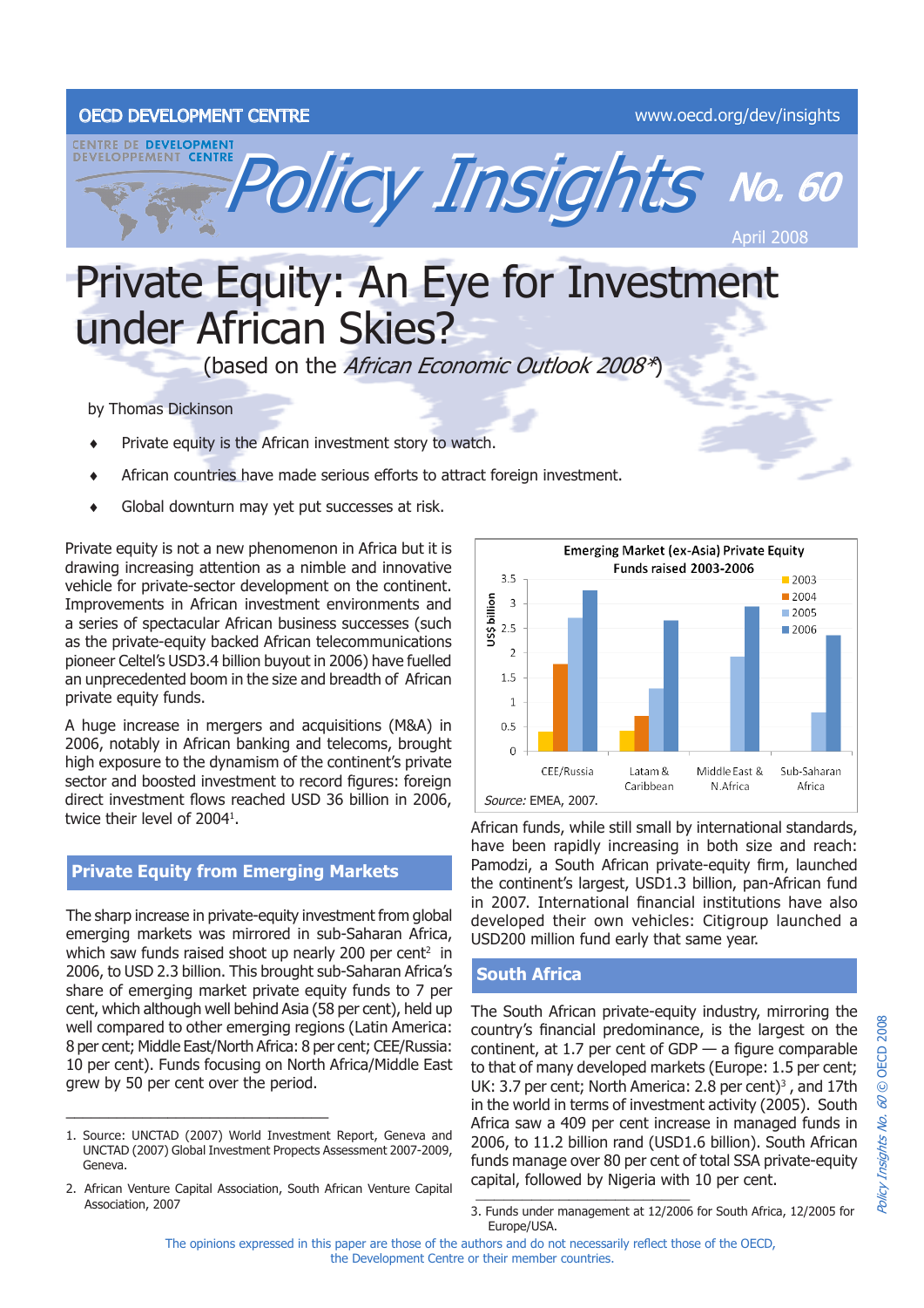OECD DEVELOPMENT CENTRE

www.oecd.org/dev/insights

Policy Insights No. 60

April 2008

# Private Equity: An Eye for Investment under African Skies?

(based on the *African Economic Outlook 2008\**)

by Thomas Dickinson

- Private equity is the African investment story to watch.
- African countries have made serious efforts to attract foreign investment.
- Global downturn may yet put successes at risk.

Private equity is not a new phenomenon in Africa but it is drawing increasing attention as a nimble and innovative vehicle for private-sector development on the continent. Improvements in African investment environments and a series of spectacular African business successes (such as the private-equity backed African telecommunications pioneer Celtel's USD3.4 billion buyout in 2006) have fuelled an unprecedented boom in the size and breadth of African private equity funds.

A huge increase in mergers and acquisitions (M&A) in 2006, notably in African banking and telecoms, brought high exposure to the dynamism of the continent's private sector and boosted investment to record figures: foreign direct investment flows reached USD 36 billion in 2006, twice their level of 2004[1].

## Private Equity from Emerging Markets

The sharp increase in private-equity investment from global emerging markets was mirrored in sub-Saharan Africa, which saw funds raised shoot up nearly 200 per cent[2] in 2006, to USD 2.3 billion. This brought sub-Saharan Africa's share of emerging market private equity funds to 7 per cent, which although well behind Asia (58 per cent), held up well compared to other emerging regions (Latin America: 8 per cent; Middle East/North Africa: 8 per cent; CEE/Russia: 10 per cent). Funds focusing on North Africa/Middle East grew by 50 per cent over the period.

**Emerging Market (ex-Asia) Private Equity Funds raised 2003-2006**

Source: EMEA, 2007.

African funds, while still small by international standards, have been rapidly increasing in both size and reach: Pamodzi, a South African private-equity firm, launched the continent's largest, USD1.3 billion, pan-African fund in 2007. International financial institutions have also developed their own vehicles: Citigroup launched a USD200 million fund early that same year.

## South Africa

The South African private-equity industry, mirroring the country's financial predominance, is the largest on the continent, at 1.7 per cent of GDP — a figure comparable to that of many developed markets (Europe: 1.5 per cent; UK: 3.7 per cent; North America: 2.8 per cent)[3], and 17th in the world in terms of investment activity (2005). South Africa saw a 409 per cent increase in managed funds in 2006, to 11.2 billion rand (USD1.6 billion). South African funds manage over 80 per cent of total SSA private-equity capital, followed by Nigeria with 10 per cent.

---

1. Source: UNCTAD (2007) World Investment Report, Geneva and UNCTAD (2007) Global Investment Propects Assessment 2007-2009, Geneva.
2. African Venture Capital Association, South African Venture Capital Association, 2007
3. Funds under management at 12/2006 for South Africa, 12/2005 for Europe/USA.

The opinions expressed in this paper are those of the authors and do not necessarily reflect those of the OECD, the Development Centre or their member countries.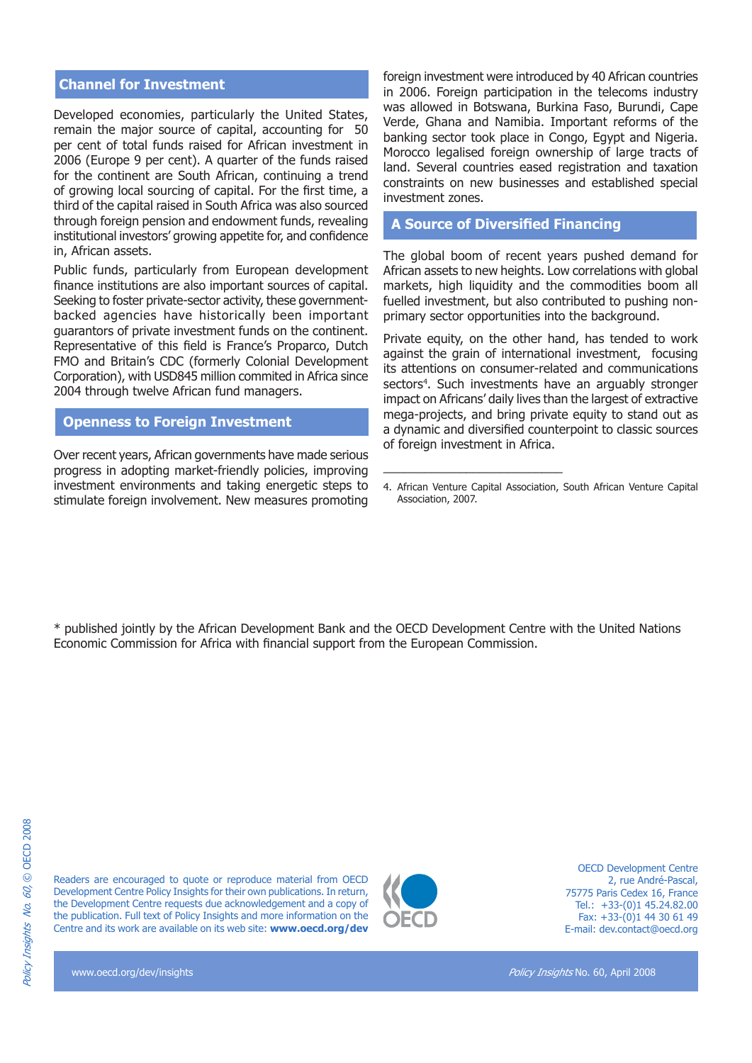## Channel for Investment

Developed economies, particularly the United States, remain the major source of capital, accounting for 50 per cent of total funds raised for African investment in 2006 (Europe 9 per cent). A quarter of the funds raised for the continent are South African, continuing a trend of growing local sourcing of capital. For the first time, a third of the capital raised in South Africa was also sourced through foreign pension and endowment funds, revealing institutional investors' growing appetite for, and confidence in, African assets.

Public funds, particularly from European development finance institutions are also important sources of capital. Seeking to foster private-sector activity, these government-backed agencies have historically been important guarantors of private investment funds on the continent. Representative of this field is France's Proparco, Dutch FMO and Britain's CDC (formerly Colonial Development Corporation), with USD845 million commited in Africa since 2004 through twelve African fund managers.

## Openness to Foreign Investment

Over recent years, African governments have made serious progress in adopting market-friendly policies, improving investment environments and taking energetic steps to stimulate foreign involvement. New measures promoting foreign investment were introduced by 40 African countries in 2006. Foreign participation in the telecoms industry was allowed in Botswana, Burkina Faso, Burundi, Cape Verde, Ghana and Namibia. Important reforms of the banking sector took place in Congo, Egypt and Nigeria. Morocco legalised foreign ownership of large tracts of land. Several countries eased registration and taxation constraints on new businesses and established special investment zones.

## A Source of Diversified Financing

The global boom of recent years pushed demand for African assets to new heights. Low correlations with global markets, high liquidity and the commodities boom all fuelled investment, but also contributed to pushing non-primary sector opportunities into the background.

Private equity, on the other hand, has tended to work against the grain of international investment, focusing its attentions on consumer-related and communications sectors[4]. Such investments have an arguably stronger impact on Africans' daily lives than the largest of extractive mega-projects, and bring private equity to stand out as a dynamic and diversified counterpoint to classic sources of foreign investment in Africa.

---

4. African Venture Capital Association, South African Venture Capital Association, 2007.

* published jointly by the African Development Bank and the OECD Development Centre with the United Nations Economic Commission for Africa with financial support from the European Commission.

Readers are encouraged to quote or reproduce material from OECD Development Centre Policy Insights for their own publications. In return, the Development Centre requests due acknowledgement and a copy of the publication. Full text of Policy Insights and more information on the Centre and its work are available on its web site: **www.oecd.org/dev**

OECD Development Centre
2, rue André-Pascal,
75775 Paris Cedex 16, France
Tel.: +33-(0)1 45.24.82.00
Fax: +33-(0)1 44 30 61 49
E-mail: dev.contact@oecd.org

www.oecd.org/dev/insights

*Policy Insights* No. 60, April 2008